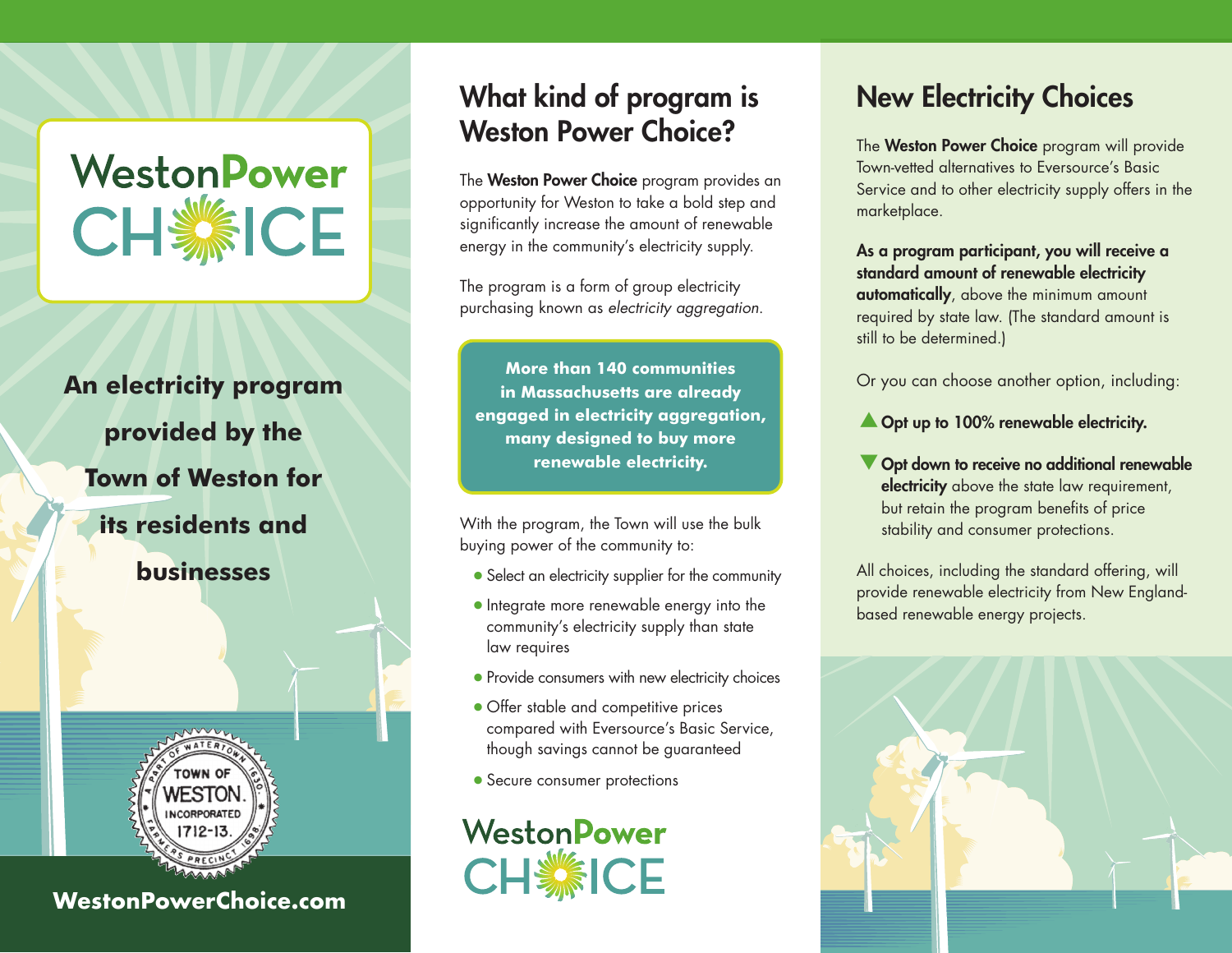# WestonPower CHOICE

**An electricity program provided by the Town of Weston for its residents and businesses**

TOWN OF WESTON. INCORPORATED 1712-13. A PART OF WATERTOWN 1630. FARMERS PRECINCT 1698.

**WestonPowerChoice.com**

## What kind of program is Weston Power Choice?

The **Weston Power Choice** program provides an opportunity for Weston to take a bold step and significantly increase the amount of renewable energy in the community's electricity supply.

The program is a form of group electricity purchasing known as *electricity aggregation*.

**More than 140 communities in Massachusetts are already engaged in electricity aggregation, many designed to buy more renewable electricity.**

With the program, the Town will use the bulk buying power of the community to:

- Select an electricity supplier for the community
- Integrate more renewable energy into the community's electricity supply than state law requires
- Provide consumers with new electricity choices
- Offer stable and competitive prices compared with Eversource's Basic Service, though savings cannot be guaranteed
- Secure consumer protections

WestonPower CHOICE

## New Electricity Choices

The **Weston Power Choice** program will provide Town-vetted alternatives to Eversource's Basic Service and to other electricity supply offers in the marketplace.

**As a program participant, you will receive a standard amount of renewable electricity automatically**, above the minimum amount required by state law. (The standard amount is still to be determined.)

Or you can choose another option, including:

▲ **Opt up to 100% renewable electricity.**

▼ **Opt down to receive no additional renewable electricity** above the state law requirement, but retain the program benefits of price stability and consumer protections.

All choices, including the standard offering, will provide renewable electricity from New England-based renewable energy projects.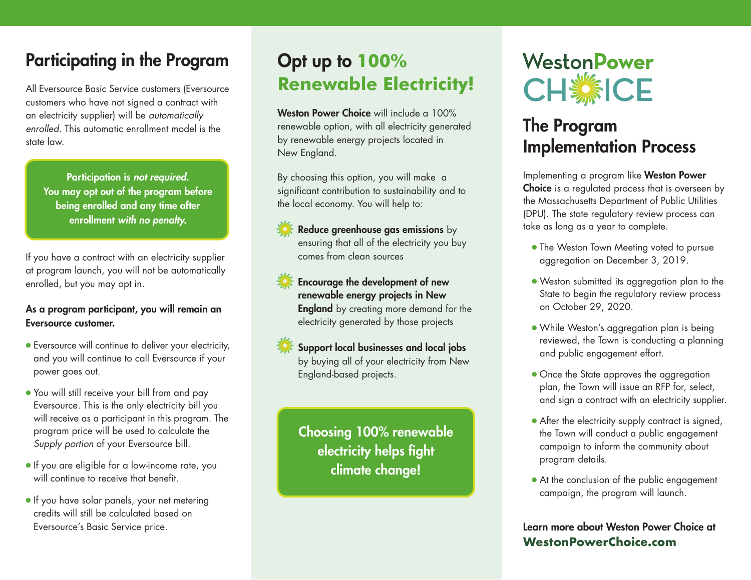## Participating in the Program

All Eversource Basic Service customers (Eversource customers who have not signed a contract with an electricity supplier) will be *automatically enrolled*. This automatic enrollment model is the state law.

**Participation is *not required*. You may opt out of the program before being enrolled and any time after enrollment *with no penalty.***

If you have a contract with an electricity supplier at program launch, you will not be automatically enrolled, but you may opt in.

**As a program participant, you will remain an Eversource customer.**

- Eversource will continue to deliver your electricity, and you will continue to call Eversource if your power goes out.
- You will still receive your bill from and pay Eversource. This is the only electricity bill you will receive as a participant in this program. The program price will be used to calculate the *Supply portion* of your Eversource bill.
- If you are eligible for a low-income rate, you will continue to receive that benefit.
- If you have solar panels, your net metering credits will still be calculated based on Eversource's Basic Service price.

## Opt up to 100% Renewable Electricity!

**Weston Power Choice** will include a 100% renewable option, with all electricity generated by renewable energy projects located in New England.

By choosing this option, you will make a significant contribution to sustainability and to the local economy. You will help to:

- **Reduce greenhouse gas emissions** by ensuring that all of the electricity you buy comes from clean sources
- **Encourage the development of new renewable energy projects in New England** by creating more demand for the electricity generated by those projects
- **Support local businesses and local jobs** by buying all of your electricity from New England-based projects.

**Choosing 100% renewable electricity helps fight climate change!**

# WestonPower CHOICE

## The Program Implementation Process

Implementing a program like **Weston Power Choice** is a regulated process that is overseen by the Massachusetts Department of Public Utilities (DPU). The state regulatory review process can take as long as a year to complete.

- The Weston Town Meeting voted to pursue aggregation on December 3, 2019.
- Weston submitted its aggregation plan to the State to begin the regulatory review process on October 29, 2020.
- While Weston's aggregation plan is being reviewed, the Town is conducting a planning and public engagement effort.
- Once the State approves the aggregation plan, the Town will issue an RFP for, select, and sign a contract with an electricity supplier.
- After the electricity supply contract is signed, the Town will conduct a public engagement campaign to inform the community about program details.
- At the conclusion of the public engagement campaign, the program will launch.

**Learn more about Weston Power Choice at WestonPowerChoice.com**